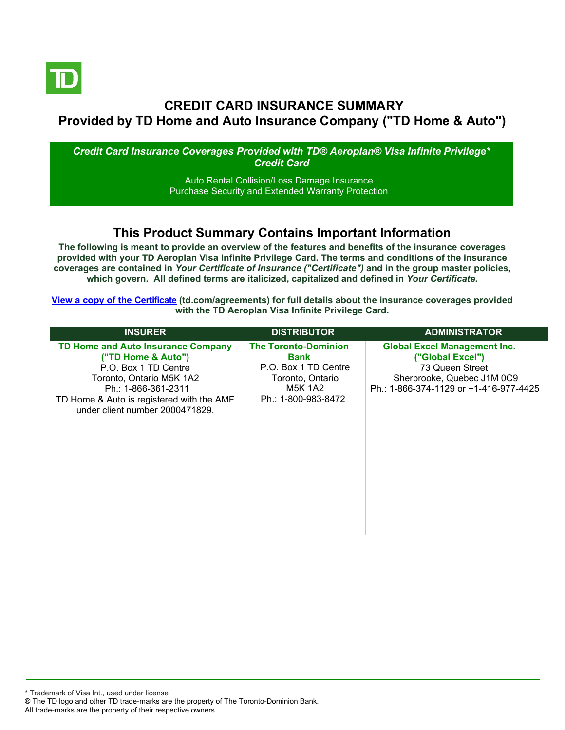# CREDIT CARD INSURANCE SUMMARY
## Provided by TD Home and Auto Insurance Company ("TD Home & Auto")

***Credit Card Insurance Coverages Provided with TD® Aeroplan® Visa Infinite Privilege* Credit Card***

Auto Rental Collision/Loss Damage Insurance
Purchase Security and Extended Warranty Protection

## This Product Summary Contains Important Information

**The following is meant to provide an overview of the features and benefits of the insurance coverages provided with your TD Aeroplan Visa Infinite Privilege Card. The terms and conditions of the insurance coverages are contained in *Your Certificate of Insurance ("Certificate")* and in the group master policies, which govern. All defined terms are italicized, capitalized and defined in *Your Certificate.***

**View a copy of the Certificate (td.com/agreements) for full details about the insurance coverages provided with the TD Aeroplan Visa Infinite Privilege Card.**

| INSURER | DISTRIBUTOR | ADMINISTRATOR |
|---|---|---|
| **TD Home and Auto Insurance Company ("TD Home & Auto")**<br>P.O. Box 1 TD Centre<br>Toronto, Ontario M5K 1A2<br>Ph.: 1-866-361-2311<br>TD Home & Auto is registered with the AMF under client number 2000471829. | **The Toronto-Dominion Bank**<br>P.O. Box 1 TD Centre<br>Toronto, Ontario<br>M5K 1A2<br>Ph.: 1-800-983-8472 | **Global Excel Management Inc. ("Global Excel")**<br>73 Queen Street<br>Sherbrooke, Quebec J1M 0C9<br>Ph.: 1-866-374-1129 or +1-416-977-4425 |

\* Trademark of Visa Int., used under license
® The TD logo and other TD trade-marks are the property of The Toronto-Dominion Bank.
All trade-marks are the property of their respective owners.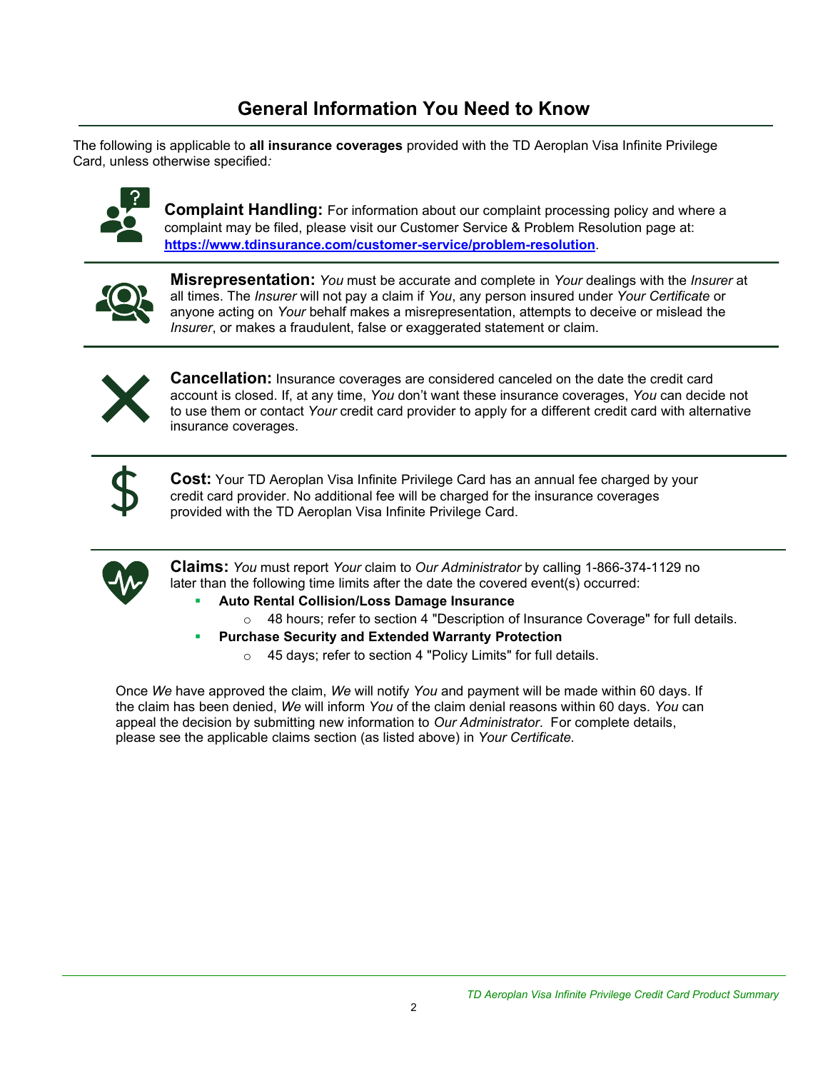## General Information You Need to Know

The following is applicable to **all insurance coverages** provided with the TD Aeroplan Visa Infinite Privilege Card, unless otherwise specified*:*

**Complaint Handling:** For information about our complaint processing policy and where a complaint may be filed, please visit our Customer Service & Problem Resolution page at: **https://www.tdinsurance.com/customer-service/problem-resolution**.

**Misrepresentation:** *You* must be accurate and complete in *Your* dealings with the *Insurer* at all times. The *Insurer* will not pay a claim if *You*, any person insured under *Your Certificate* or anyone acting on *Your* behalf makes a misrepresentation, attempts to deceive or mislead the *Insurer*, or makes a fraudulent, false or exaggerated statement or claim.

**Cancellation:** Insurance coverages are considered canceled on the date the credit card account is closed. If, at any time, *You* don't want these insurance coverages, *You* can decide not to use them or contact *Your* credit card provider to apply for a different credit card with alternative insurance coverages.

**Cost:** Your TD Aeroplan Visa Infinite Privilege Card has an annual fee charged by your credit card provider. No additional fee will be charged for the insurance coverages provided with the TD Aeroplan Visa Infinite Privilege Card.

**Claims:** *You* must report *Your* claim to *Our Administrator* by calling 1-866-374-1129 no later than the following time limits after the date the covered event(s) occurred:

- **Auto Rental Collision/Loss Damage Insurance**
  - 48 hours; refer to section 4 "Description of Insurance Coverage" for full details.
- **Purchase Security and Extended Warranty Protection**
  - 45 days; refer to section 4 "Policy Limits" for full details.

Once *We* have approved the claim, *We* will notify *You* and payment will be made within 60 days. If the claim has been denied, *We* will inform *You* of the claim denial reasons within 60 days. *You* can appeal the decision by submitting new information to *Our Administrator*. For complete details, please see the applicable claims section (as listed above) in *Your Certificate.*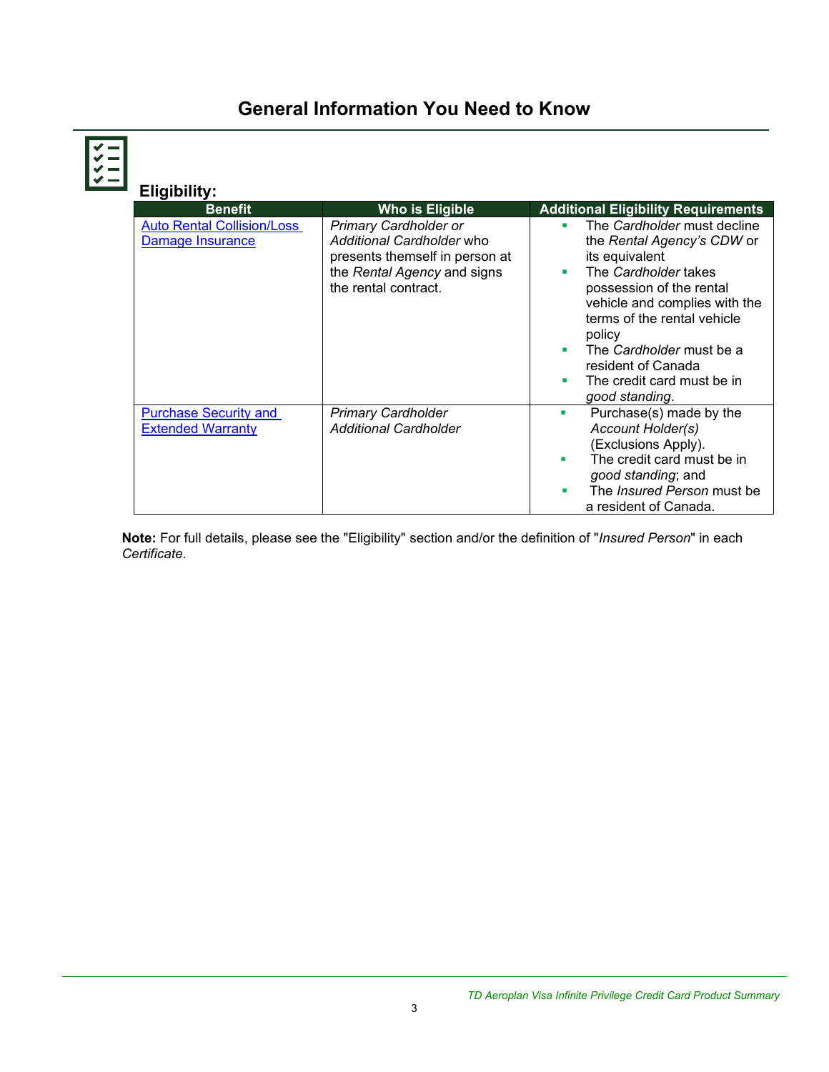# General Information You Need to Know

## Eligibility:

| Benefit | Who is Eligible | Additional Eligibility Requirements |
|---|---|---|
| Auto Rental Collision/Loss Damage Insurance | *Primary Cardholder or Additional Cardholder* who presents themself in person at the *Rental Agency* and signs the rental contract. | ▪ The *Cardholder* must decline the *Rental Agency's CDW* or its equivalent<br>▪ The *Cardholder* takes possession of the rental vehicle and complies with the terms of the rental vehicle policy<br>▪ The *Cardholder* must be a resident of Canada<br>▪ The credit card must be in *good standing*. |
| Purchase Security and Extended Warranty | *Primary Cardholder*<br>*Additional Cardholder* | ▪ Purchase(s) made by the *Account Holder(s)* (Exclusions Apply).<br>▪ The credit card must be in *good standing*; and<br>▪ The *Insured Person* must be a resident of Canada. |

**Note:** For full details, please see the "Eligibility" section and/or the definition of "*Insured Person*" in each *Certificate*.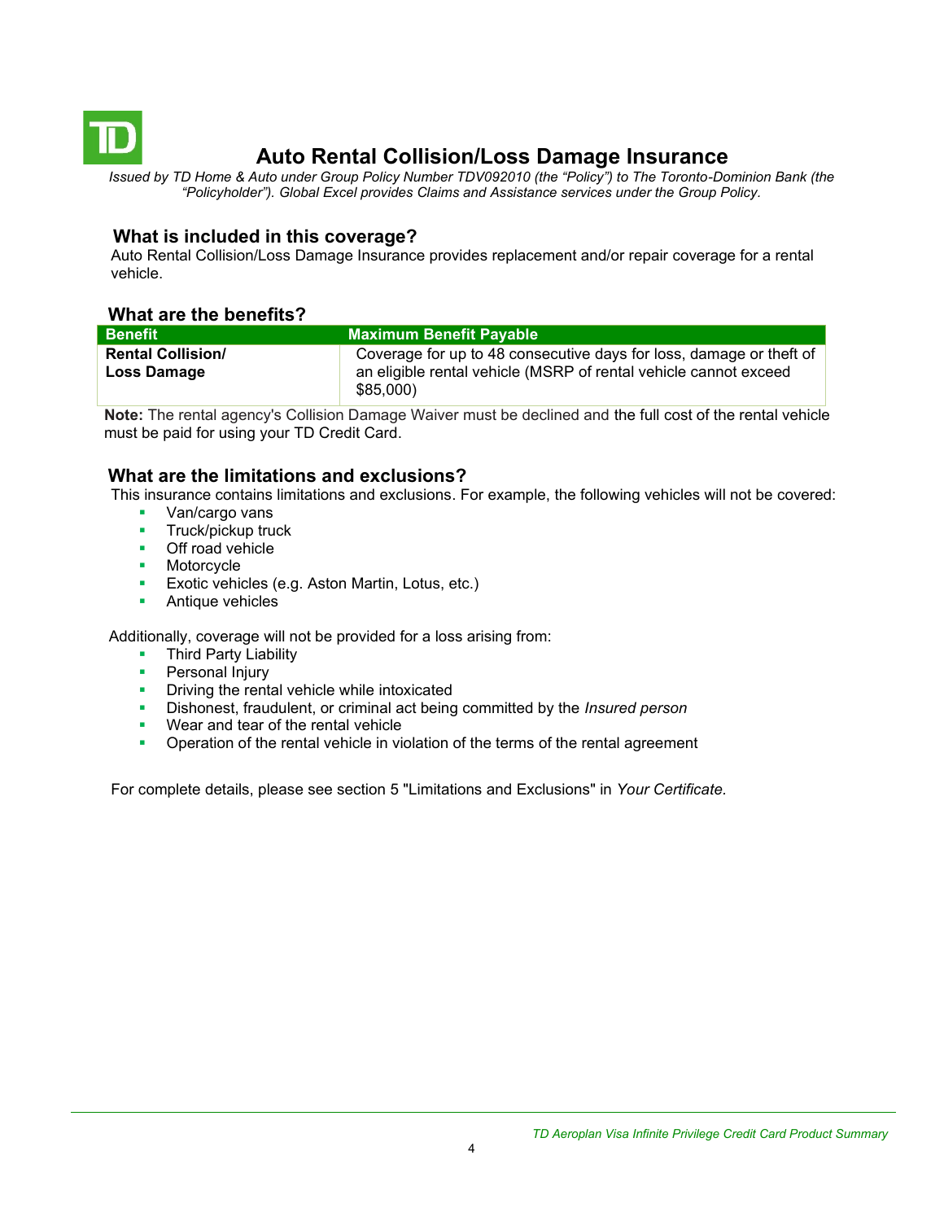# Auto Rental Collision/Loss Damage Insurance

*Issued by TD Home & Auto under Group Policy Number TDV092010 (the "Policy") to The Toronto-Dominion Bank (the "Policyholder"). Global Excel provides Claims and Assistance services under the Group Policy.*

## What is included in this coverage?

Auto Rental Collision/Loss Damage Insurance provides replacement and/or repair coverage for a rental vehicle.

## What are the benefits?

| Benefit | Maximum Benefit Payable |
| --- | --- |
| **Rental Collision/ Loss Damage** | Coverage for up to 48 consecutive days for loss, damage or theft of an eligible rental vehicle (MSRP of rental vehicle cannot exceed $85,000) |

**Note:** The rental agency's Collision Damage Waiver must be declined and the full cost of the rental vehicle must be paid for using your TD Credit Card.

## What are the limitations and exclusions?

This insurance contains limitations and exclusions. For example, the following vehicles will not be covered:

- Van/cargo vans
- Truck/pickup truck
- Off road vehicle
- Motorcycle
- Exotic vehicles (e.g. Aston Martin, Lotus, etc.)
- Antique vehicles

Additionally, coverage will not be provided for a loss arising from:

- Third Party Liability
- Personal Injury
- Driving the rental vehicle while intoxicated
- Dishonest, fraudulent, or criminal act being committed by the *Insured person*
- Wear and tear of the rental vehicle
- Operation of the rental vehicle in violation of the terms of the rental agreement

For complete details, please see section 5 "Limitations and Exclusions" in *Your Certificate.*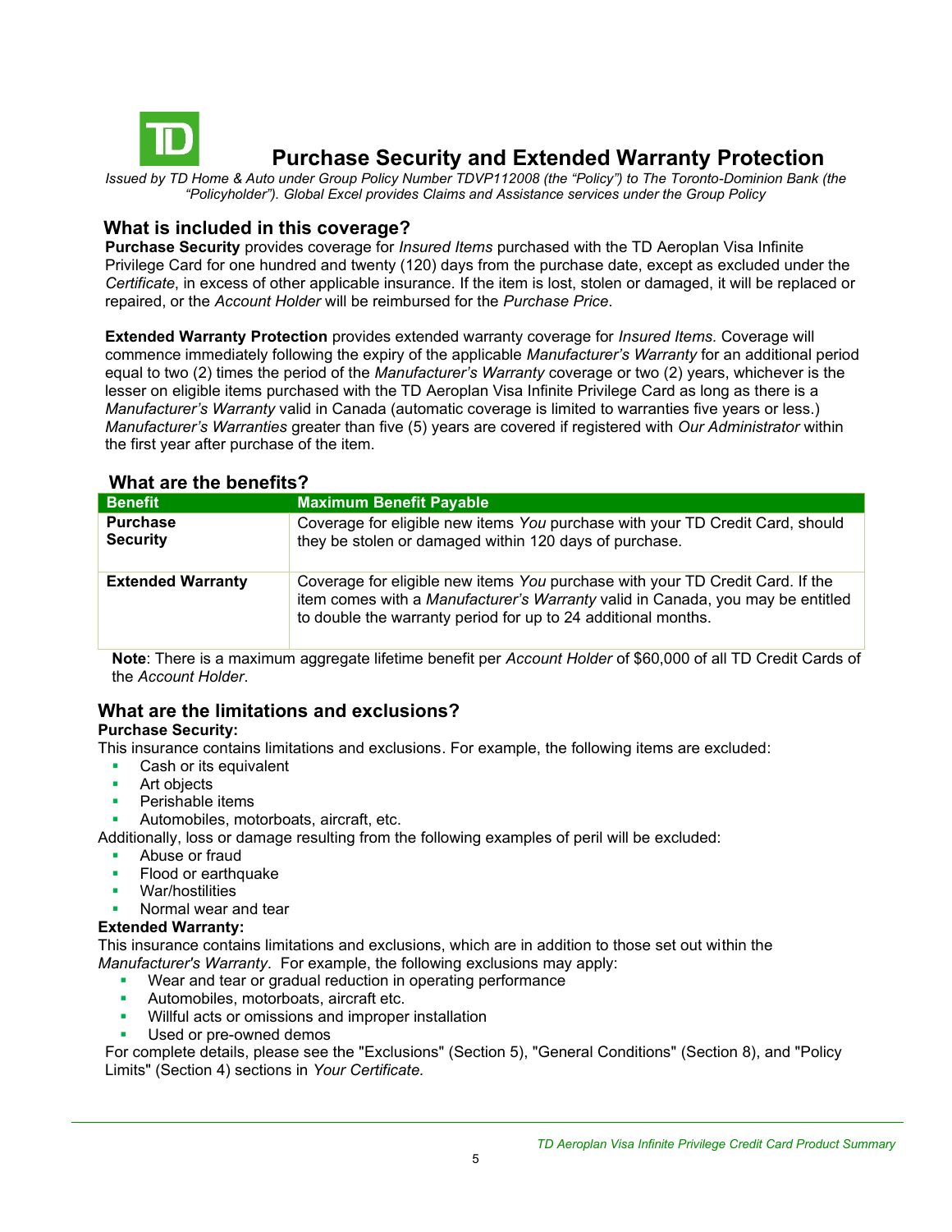# Purchase Security and Extended Warranty Protection

*Issued by TD Home & Auto under Group Policy Number TDVP112008 (the "Policy") to The Toronto-Dominion Bank (the "Policyholder"). Global Excel provides Claims and Assistance services under the Group Policy*

## What is included in this coverage?

**Purchase Security** provides coverage for *Insured Items* purchased with the TD Aeroplan Visa Infinite Privilege Card for one hundred and twenty (120) days from the purchase date, except as excluded under the *Certificate*, in excess of other applicable insurance. If the item is lost, stolen or damaged, it will be replaced or repaired, or the *Account Holder* will be reimbursed for the *Purchase Price*.

**Extended Warranty Protection** provides extended warranty coverage for *Insured Items.* Coverage will commence immediately following the expiry of the applicable *Manufacturer's Warranty* for an additional period equal to two (2) times the period of the *Manufacturer's Warranty* coverage or two (2) years, whichever is the lesser on eligible items purchased with the TD Aeroplan Visa Infinite Privilege Card as long as there is a *Manufacturer's Warranty* valid in Canada (automatic coverage is limited to warranties five years or less.) *Manufacturer's Warranties* greater than five (5) years are covered if registered with *Our Administrator* within the first year after purchase of the item.

## What are the benefits?

| Benefit | Maximum Benefit Payable |
|---|---|
| **Purchase Security** | Coverage for eligible new items *You* purchase with your TD Credit Card, should they be stolen or damaged within 120 days of purchase. |
| **Extended Warranty** | Coverage for eligible new items *You* purchase with your TD Credit Card. If the item comes with a *Manufacturer's Warranty* valid in Canada, you may be entitled to double the warranty period for up to 24 additional months. |

**Note**: There is a maximum aggregate lifetime benefit per *Account Holder* of $60,000 of all TD Credit Cards of the *Account Holder*.

## What are the limitations and exclusions?

**Purchase Security:**

This insurance contains limitations and exclusions. For example, the following items are excluded:

- Cash or its equivalent
- Art objects
- Perishable items
- Automobiles, motorboats, aircraft, etc.

Additionally, loss or damage resulting from the following examples of peril will be excluded:

- Abuse or fraud
- Flood or earthquake
- War/hostilities
- Normal wear and tear

**Extended Warranty:**

This insurance contains limitations and exclusions, which are in addition to those set out within the *Manufacturer's Warranty*. For example, the following exclusions may apply:

- Wear and tear or gradual reduction in operating performance
- Automobiles, motorboats, aircraft etc.
- Willful acts or omissions and improper installation
- Used or pre-owned demos

For complete details, please see the "Exclusions" (Section 5), "General Conditions" (Section 8), and "Policy Limits" (Section 4) sections in *Your Certificate.*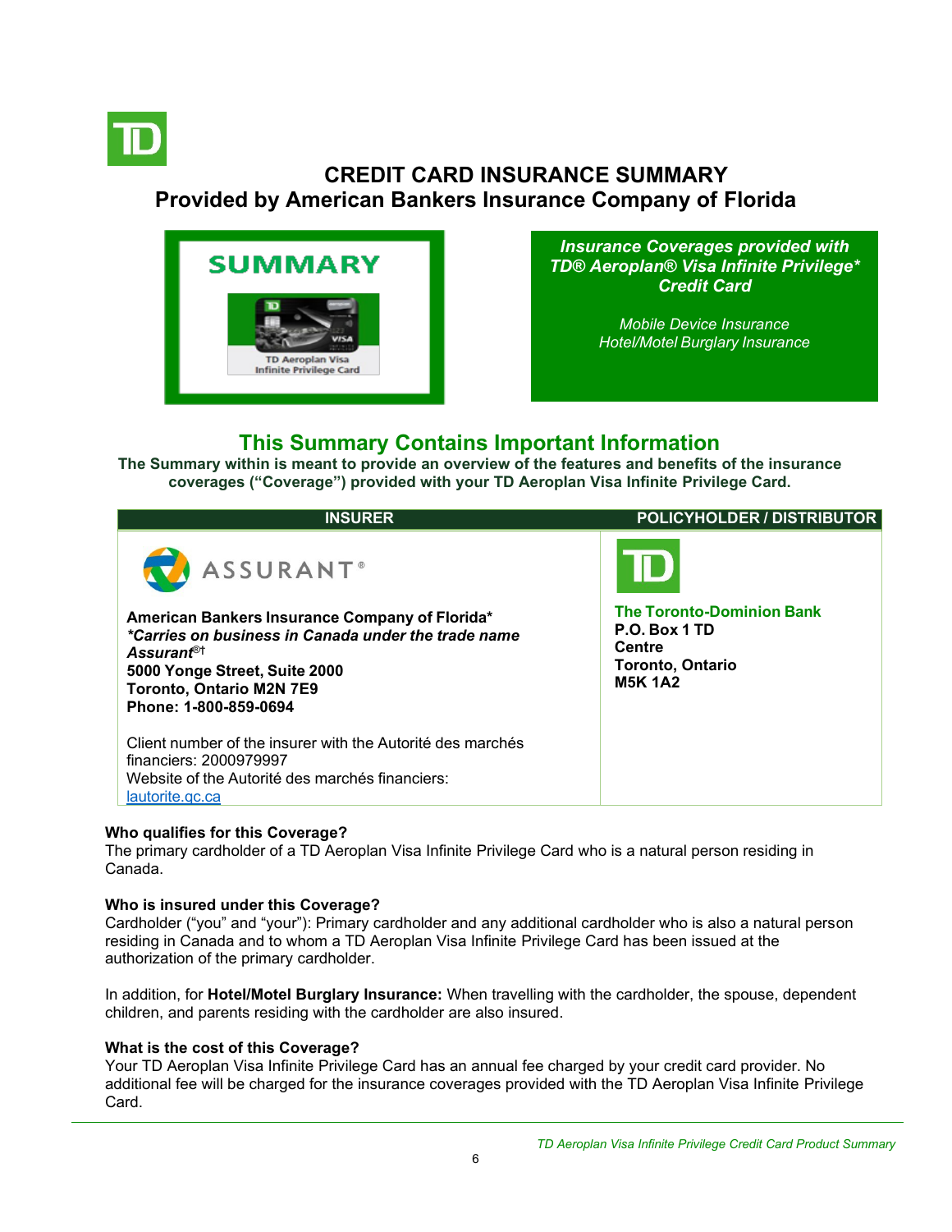# CREDIT CARD INSURANCE SUMMARY

## Provided by American Bankers Insurance Company of Florida

SUMMARY

TD Aeroplan Visa Infinite Privilege Card

***Insurance Coverages provided with TD® Aeroplan® Visa Infinite Privilege\* Credit Card***

*Mobile Device Insurance*
*Hotel/Motel Burglary Insurance*

## This Summary Contains Important Information

**The Summary within is meant to provide an overview of the features and benefits of the insurance coverages ("Coverage") provided with your TD Aeroplan Visa Infinite Privilege Card.**

| INSURER | POLICYHOLDER / DISTRIBUTOR |
|---|---|
| ASSURANT® <br><br> **American Bankers Insurance Company of Florida\*** <br> ***\*Carries on business in Canada under the trade name Assurant®†*** <br> **5000 Yonge Street, Suite 2000** <br> **Toronto, Ontario M2N 7E9** <br> **Phone: 1-800-859-0694** <br><br> Client number of the insurer with the Autorité des marchés financiers: 2000979997 <br> Website of the Autorité des marchés financiers: [lautorite.qc.ca](lautorite.qc.ca) | **The Toronto-Dominion Bank** <br> **P.O. Box 1 TD Centre** <br> **Toronto, Ontario** <br> **M5K 1A2** |

**Who qualifies for this Coverage?**
The primary cardholder of a TD Aeroplan Visa Infinite Privilege Card who is a natural person residing in Canada.

**Who is insured under this Coverage?**
Cardholder ("you" and "your"): Primary cardholder and any additional cardholder who is also a natural person residing in Canada and to whom a TD Aeroplan Visa Infinite Privilege Card has been issued at the authorization of the primary cardholder.

In addition, for **Hotel/Motel Burglary Insurance:** When travelling with the cardholder, the spouse, dependent children, and parents residing with the cardholder are also insured.

**What is the cost of this Coverage?**
Your TD Aeroplan Visa Infinite Privilege Card has an annual fee charged by your credit card provider. No additional fee will be charged for the insurance coverages provided with the TD Aeroplan Visa Infinite Privilege Card.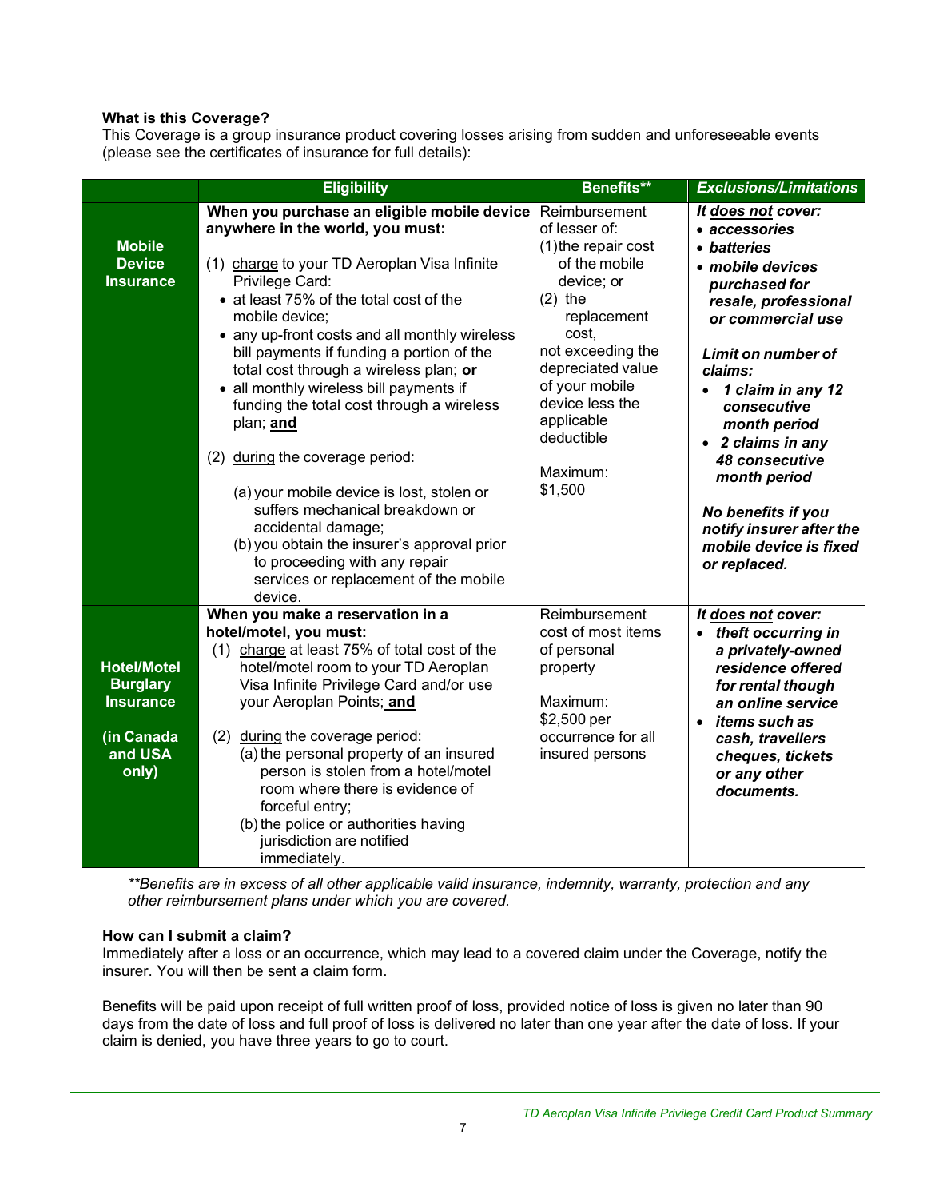**What is this Coverage?**
This Coverage is a group insurance product covering losses arising from sudden and unforeseeable events (please see the certificates of insurance for full details):

| | Eligibility | Benefits** | *Exclusions/Limitations* |
|---|---|---|---|
| **Mobile Device Insurance** | **When you purchase an eligible mobile device anywhere in the world, you must:**<br><br>(1) charge to your TD Aeroplan Visa Infinite Privilege Card:<br>• at least 75% of the total cost of the mobile device;<br>• any up-front costs and all monthly wireless bill payments if funding a portion of the total cost through a wireless plan; **or**<br>• all monthly wireless bill payments if funding the total cost through a wireless plan; **and**<br><br>(2) during the coverage period:<br><br>(a) your mobile device is lost, stolen or suffers mechanical breakdown or accidental damage;<br>(b) you obtain the insurer's approval prior to proceeding with any repair services or replacement of the mobile device. | Reimbursement of lesser of:<br>(1) the repair cost of the mobile device; or<br>(2) the replacement cost,<br>not exceeding the depreciated value of your mobile device less the applicable deductible<br><br>Maximum: $1,500 | ***It does not cover:***<br>• ***accessories***<br>• ***batteries***<br>• ***mobile devices purchased for resale, professional or commercial use***<br><br>***Limit on number of claims:***<br>• ***1 claim in any 12 consecutive month period***<br>• ***2 claims in any 48 consecutive month period***<br><br>***No benefits if you notify insurer after the mobile device is fixed or replaced.*** |
| **Hotel/Motel Burglary Insurance**<br><br>**(in Canada and USA only)** | **When you make a reservation in a hotel/motel, you must:**<br>(1) charge at least 75% of total cost of the hotel/motel room to your TD Aeroplan Visa Infinite Privilege Card and/or use your Aeroplan Points; **and**<br><br>(2) during the coverage period:<br>(a) the personal property of an insured person is stolen from a hotel/motel room where there is evidence of forceful entry;<br>(b) the police or authorities having jurisdiction are notified immediately. | Reimbursement cost of most items of personal property<br><br>Maximum: $2,500 per occurrence for all insured persons | ***It does not cover:***<br>• ***theft occurring in a privately-owned residence offered for rental though an online service***<br>• ***items such as cash, travellers cheques, tickets or any other documents.*** |

*\*\*Benefits are in excess of all other applicable valid insurance, indemnity, warranty, protection and any other reimbursement plans under which you are covered.*

**How can I submit a claim?**
Immediately after a loss or an occurrence, which may lead to a covered claim under the Coverage, notify the insurer. You will then be sent a claim form.

Benefits will be paid upon receipt of full written proof of loss, provided notice of loss is given no later than 90 days from the date of loss and full proof of loss is delivered no later than one year after the date of loss. If your claim is denied, you have three years to go to court.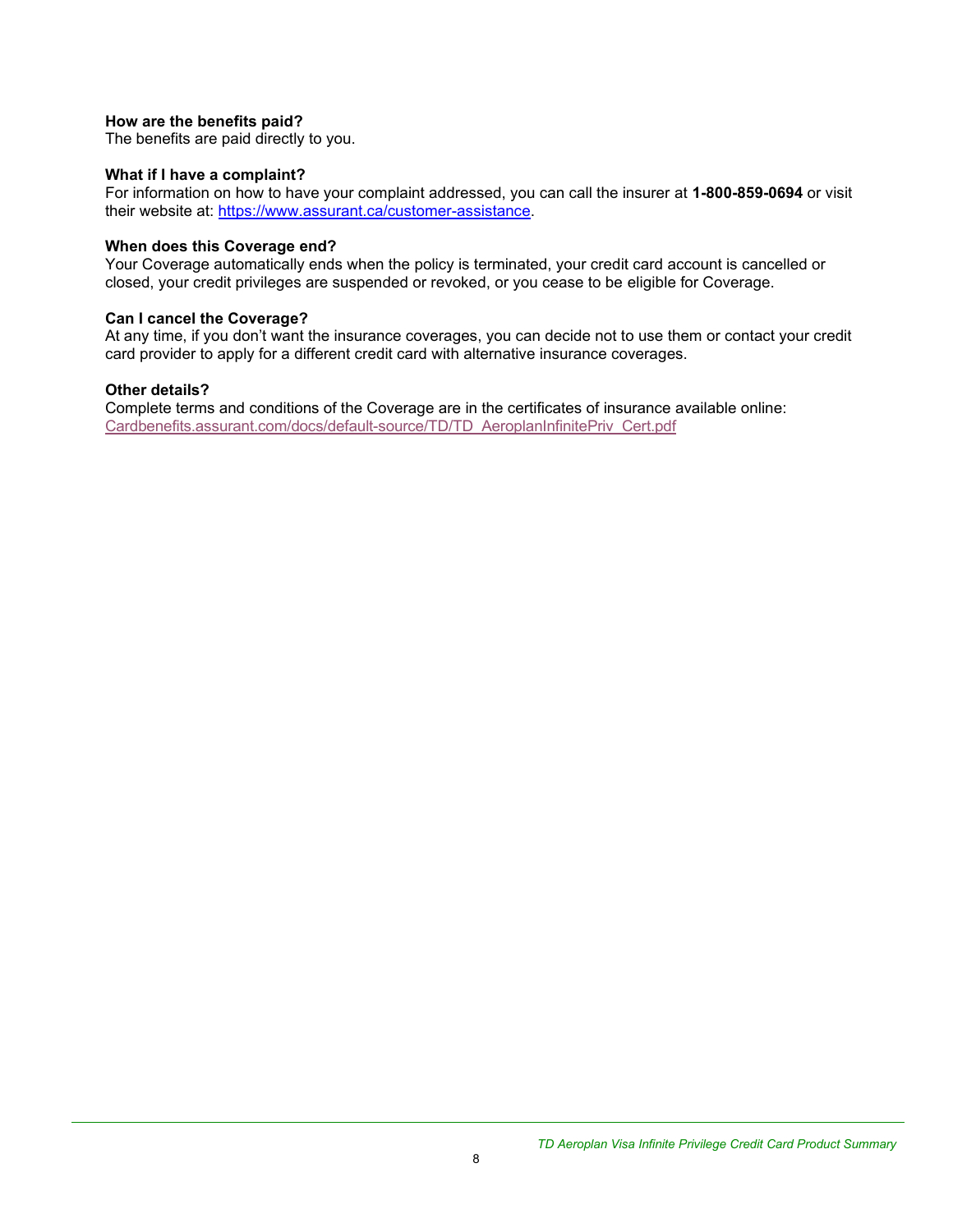**How are the benefits paid?**
The benefits are paid directly to you.

**What if I have a complaint?**
For information on how to have your complaint addressed, you can call the insurer at **1-800-859-0694** or visit their website at: [https://www.assurant.ca/customer-assistance](https://www.assurant.ca/customer-assistance).

**When does this Coverage end?**
Your Coverage automatically ends when the policy is terminated, your credit card account is cancelled or closed, your credit privileges are suspended or revoked, or you cease to be eligible for Coverage.

**Can I cancel the Coverage?**
At any time, if you don't want the insurance coverages, you can decide not to use them or contact your credit card provider to apply for a different credit card with alternative insurance coverages.

**Other details?**
Complete terms and conditions of the Coverage are in the certificates of insurance available online:
Cardbenefits.assurant.com/docs/default-source/TD/TD_AeroplanInfinitePriv_Cert.pdf